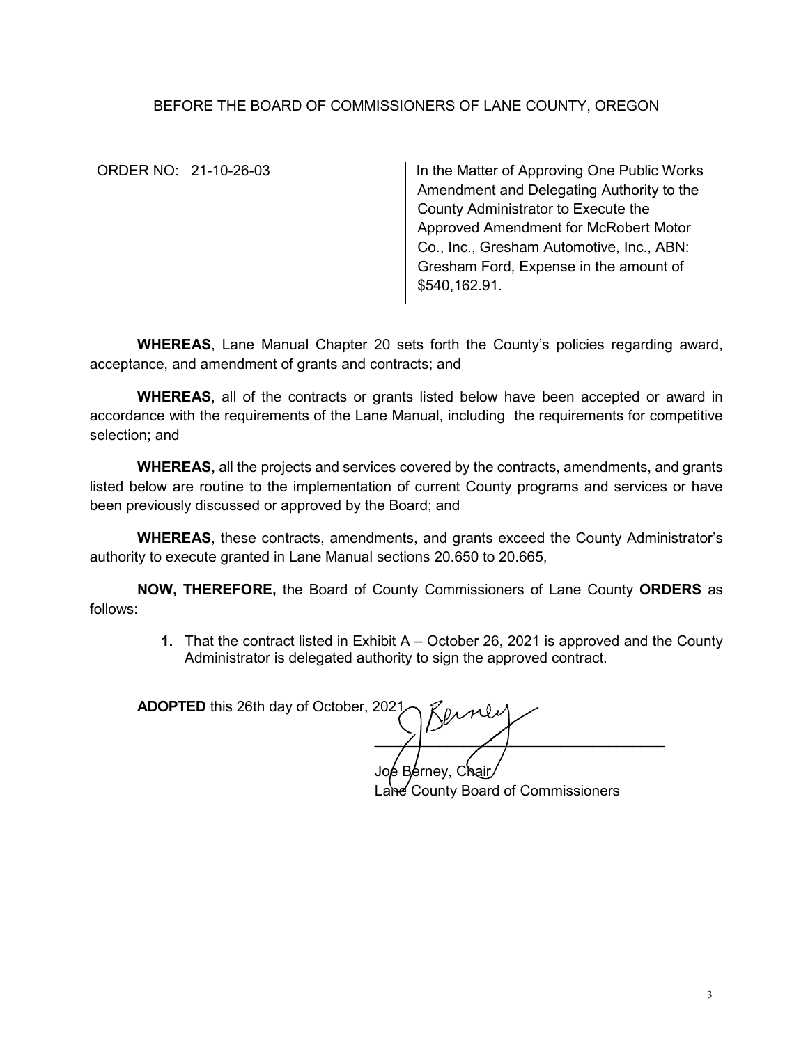BEFORE THE BOARD OF COMMISSIONERS OF LANE COUNTY, OREGON

| ORDER NO: 21-10-26-03 | In the Matter of Approving One Public Works Amendment and Delegating Authority to the County Administrator to Execute the Approved Amendment for McRobert Motor Co., Inc., Gresham Automotive, Inc., ABN: Gresham Ford, Expense in the amount of $540,162.91. |
|---|---|

**WHEREAS**, Lane Manual Chapter 20 sets forth the County's policies regarding award, acceptance, and amendment of grants and contracts; and

**WHEREAS**, all of the contracts or grants listed below have been accepted or award in accordance with the requirements of the Lane Manual, including the requirements for competitive selection; and

**WHEREAS,** all the projects and services covered by the contracts, amendments, and grants listed below are routine to the implementation of current County programs and services or have been previously discussed or approved by the Board; and

**WHEREAS**, these contracts, amendments, and grants exceed the County Administrator's authority to execute granted in Lane Manual sections 20.650 to 20.665,

**NOW, THEREFORE,** the Board of County Commissioners of Lane County **ORDERS** as follows:

1. That the contract listed in Exhibit A – October 26, 2021 is approved and the County Administrator is delegated authority to sign the approved contract.

**ADOPTED** this 26th day of October, 2021.

Berney

\_\_\_\_\_\_\_\_\_\_\_\_\_\_\_\_\_\_\_\_\_\_\_\_\_\_\_\_\_\_\_\_\_\_\_\_

Joe Berney, Chair
Lane County Board of Commissioners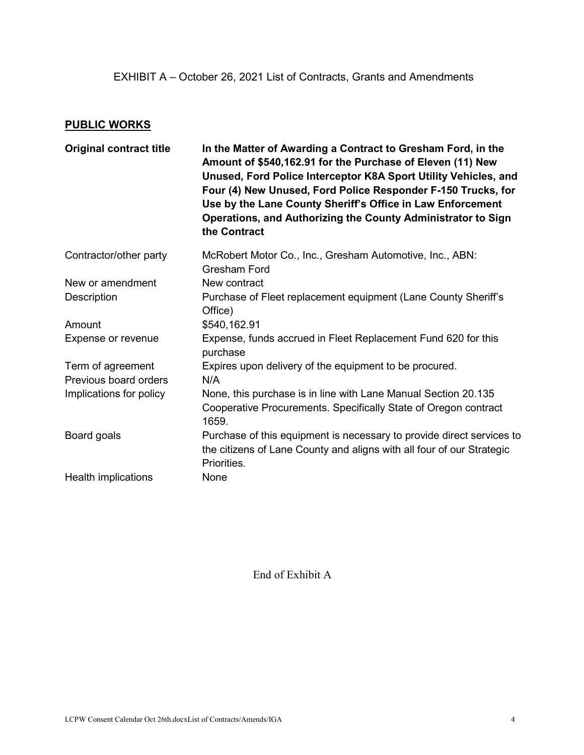EXHIBIT A – October 26, 2021 List of Contracts, Grants and Amendments

## PUBLIC WORKS

| | |
|---|---|
| **Original contract title** | **In the Matter of Awarding a Contract to Gresham Ford, in the Amount of $540,162.91 for the Purchase of Eleven (11) New Unused, Ford Police Interceptor K8A Sport Utility Vehicles, and Four (4) New Unused, Ford Police Responder F-150 Trucks, for Use by the Lane County Sheriff's Office in Law Enforcement Operations, and Authorizing the County Administrator to Sign the Contract** |
| Contractor/other party | McRobert Motor Co., Inc., Gresham Automotive, Inc., ABN: Gresham Ford |
| New or amendment | New contract |
| Description | Purchase of Fleet replacement equipment (Lane County Sheriff's Office) |
| Amount | $540,162.91 |
| Expense or revenue | Expense, funds accrued in Fleet Replacement Fund 620 for this purchase |
| Term of agreement | Expires upon delivery of the equipment to be procured. |
| Previous board orders | N/A |
| Implications for policy | None, this purchase is in line with Lane Manual Section 20.135 Cooperative Procurements. Specifically State of Oregon contract 1659. |
| Board goals | Purchase of this equipment is necessary to provide direct services to the citizens of Lane County and aligns with all four of our Strategic Priorities. |
| Health implications | None |

End of Exhibit A